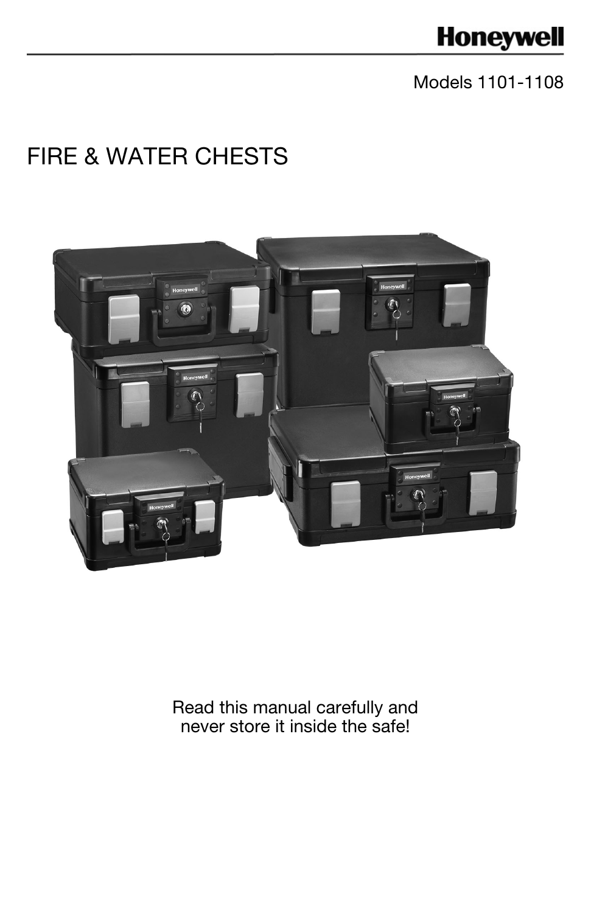Honeywell

Models 1101-1108

# FIRE & WATER CHESTS

Read this manual carefully and never store it inside the safe!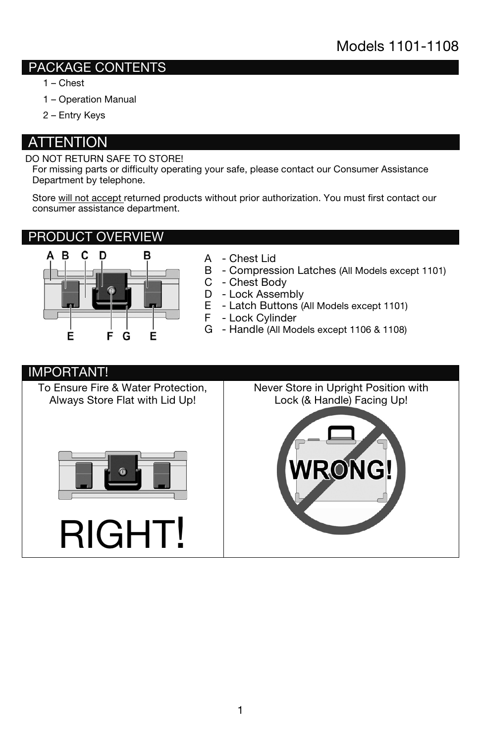Models 1101-1108

## PACKAGE CONTENTS

1 – Chest

1 – Operation Manual

2 – Entry Keys

## ATTENTION

DO NOT RETURN SAFE TO STORE!

For missing parts or difficulty operating your safe, please contact our Consumer Assistance Department by telephone.

Store will not accept returned products without prior authorization. You must first contact our consumer assistance department.

## PRODUCT OVERVIEW

- A - Chest Lid
- B - Compression Latches (All Models except 1101)
- C - Chest Body
- D - Lock Assembly
- E - Latch Buttons (All Models except 1101)
- F - Lock Cylinder
- G - Handle (All Models except 1106 & 1108)

## IMPORTANT!

| To Ensure Fire & Water Protection, Always Store Flat with Lid Up! | Never Store in Upright Position with Lock (& Handle) Facing Up! |
| --- | --- |
| RIGHT! | WRONG! |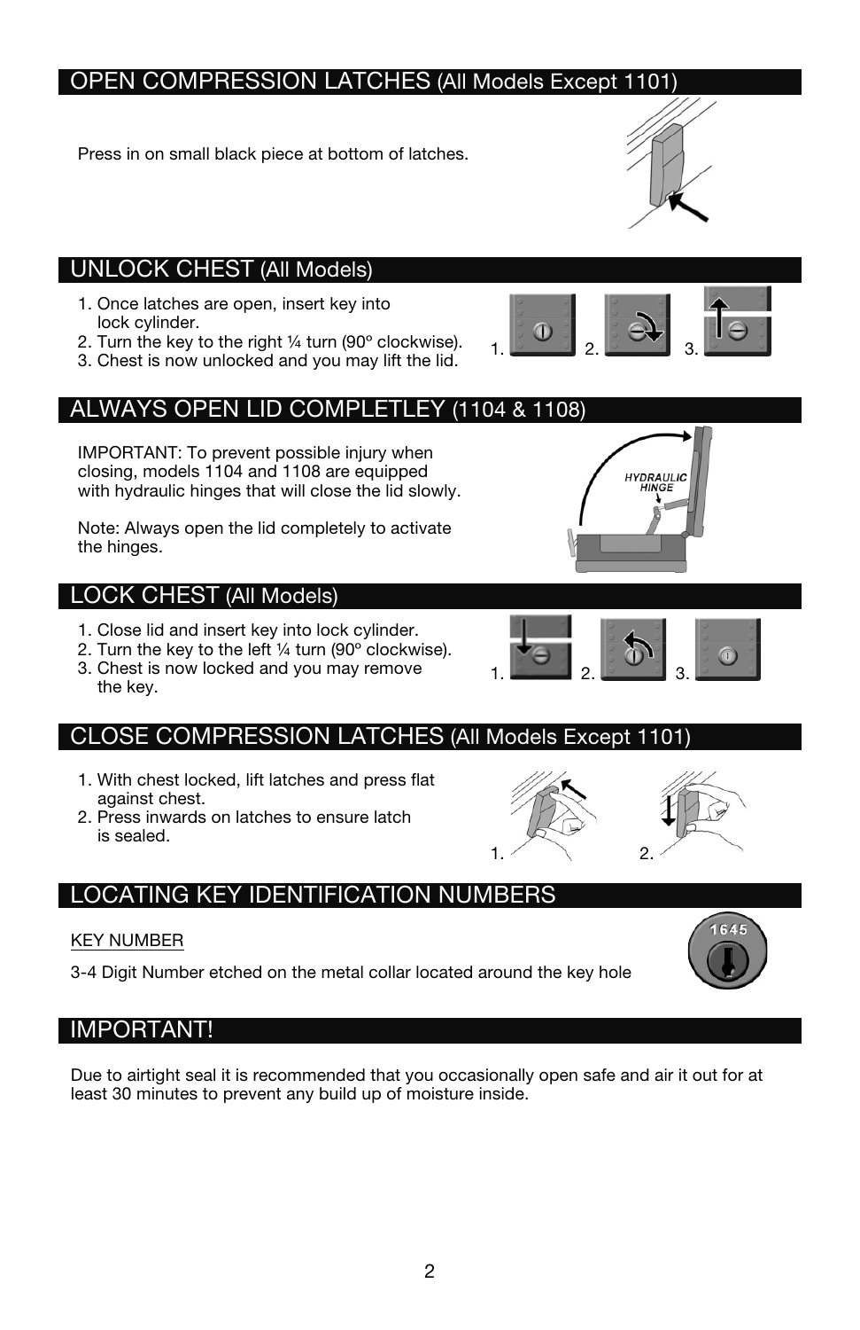## OPEN COMPRESSION LATCHES (All Models Except 1101)

Press in on small black piece at bottom of latches.

## UNLOCK CHEST (All Models)

1. Once latches are open, insert key into lock cylinder.
2. Turn the key to the right ¼ turn (90º clockwise).
3. Chest is now unlocked and you may lift the lid.

## ALWAYS OPEN LID COMPLETLEY (1104 & 1108)

IMPORTANT: To prevent possible injury when closing, models 1104 and 1108 are equipped with hydraulic hinges that will close the lid slowly.

Note: Always open the lid completely to activate the hinges.

## LOCK CHEST (All Models)

1. Close lid and insert key into lock cylinder.
2. Turn the key to the left ¼ turn (90º clockwise).
3. Chest is now locked and you may remove the key.

## CLOSE COMPRESSION LATCHES (All Models Except 1101)

1. With chest locked, lift latches and press flat against chest.
2. Press inwards on latches to ensure latch is sealed.

## LOCATING KEY IDENTIFICATION NUMBERS

KEY NUMBER

3-4 Digit Number etched on the metal collar located around the key hole

## IMPORTANT!

Due to airtight seal it is recommended that you occasionally open safe and air it out for at least 30 minutes to prevent any build up of moisture inside.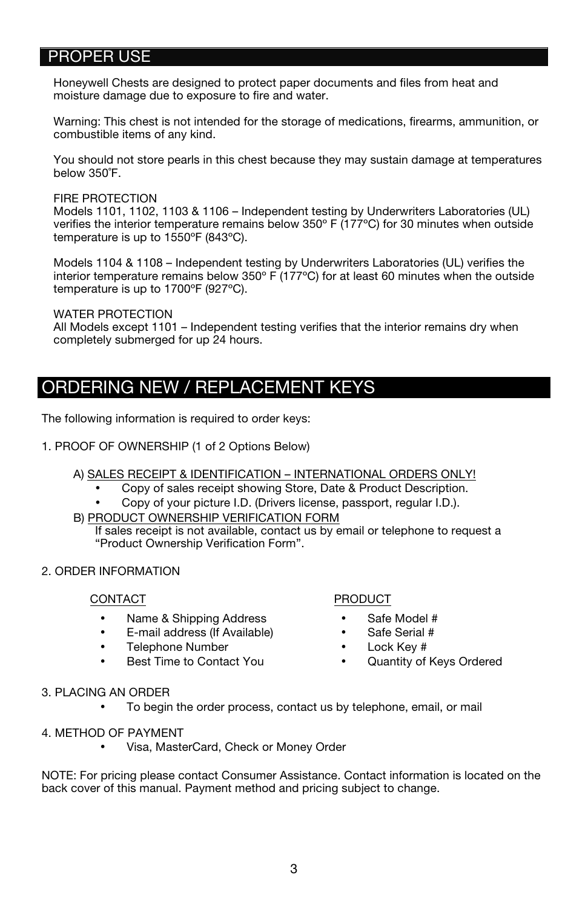## PROPER USE

Honeywell Chests are designed to protect paper documents and files from heat and moisture damage due to exposure to fire and water.

Warning: This chest is not intended for the storage of medications, firearms, ammunition, or combustible items of any kind.

You should not store pearls in this chest because they may sustain damage at temperatures below 350˚F.

FIRE PROTECTION
Models 1101, 1102, 1103 & 1106 – Independent testing by Underwriters Laboratories (UL) verifies the interior temperature remains below 350º F (177ºC) for 30 minutes when outside temperature is up to 1550ºF (843ºC).

Models 1104 & 1108 – Independent testing by Underwriters Laboratories (UL) verifies the interior temperature remains below 350º F (177ºC) for at least 60 minutes when the outside temperature is up to 1700ºF (927ºC).

WATER PROTECTION
All Models except 1101 – Independent testing verifies that the interior remains dry when completely submerged for up 24 hours.

## ORDERING NEW / REPLACEMENT KEYS

The following information is required to order keys:

1. PROOF OF OWNERSHIP (1 of 2 Options Below)

   A) SALES RECEIPT & IDENTIFICATION – INTERNATIONAL ORDERS ONLY!
      - Copy of sales receipt showing Store, Date & Product Description.
      - Copy of your picture I.D. (Drivers license, passport, regular I.D.).

   B) PRODUCT OWNERSHIP VERIFICATION FORM
      If sales receipt is not available, contact us by email or telephone to request a "Product Ownership Verification Form".

2. ORDER INFORMATION

   CONTACT
   - Name & Shipping Address
   - E-mail address (If Available)
   - Telephone Number
   - Best Time to Contact You

   PRODUCT
   - Safe Model #
   - Safe Serial #
   - Lock Key #
   - Quantity of Keys Ordered

3. PLACING AN ORDER
   - To begin the order process, contact us by telephone, email, or mail

4. METHOD OF PAYMENT
   - Visa, MasterCard, Check or Money Order

NOTE: For pricing please contact Consumer Assistance. Contact information is located on the back cover of this manual. Payment method and pricing subject to change.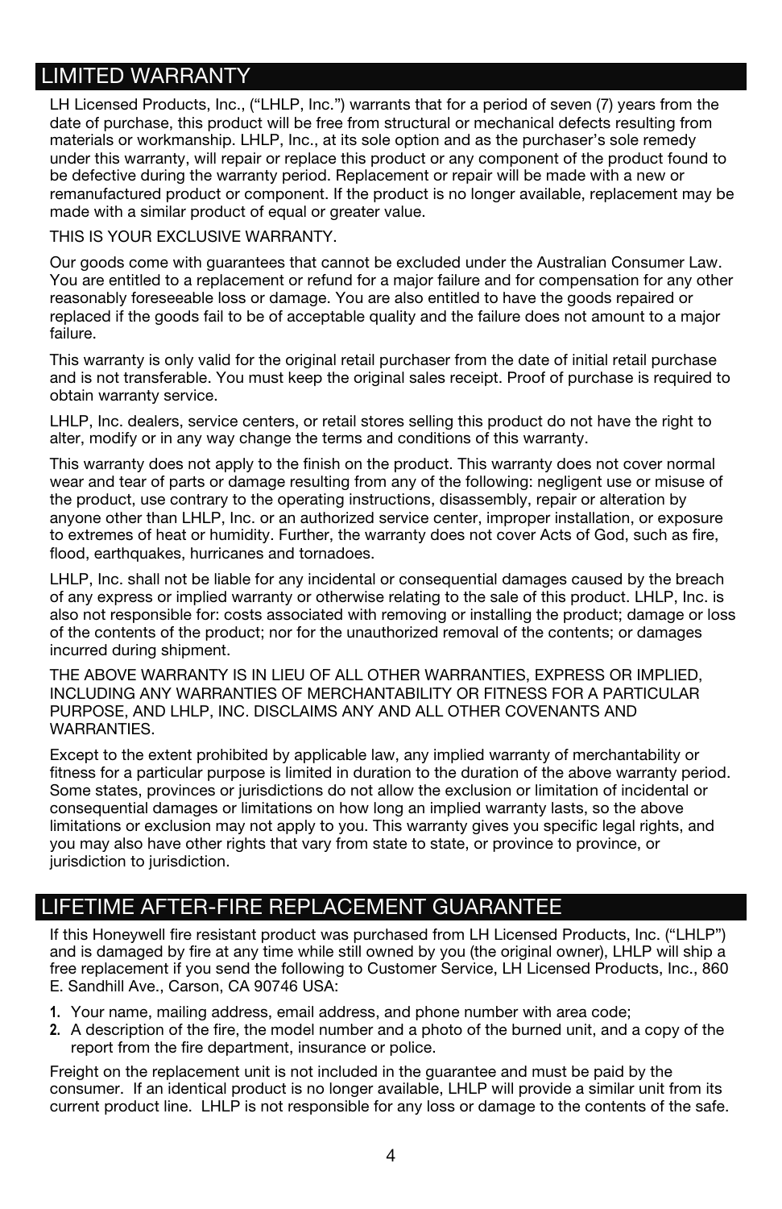## LIMITED WARRANTY

LH Licensed Products, Inc., (“LHLP, Inc.”) warrants that for a period of seven (7) years from the date of purchase, this product will be free from structural or mechanical defects resulting from materials or workmanship. LHLP, Inc., at its sole option and as the purchaser’s sole remedy under this warranty, will repair or replace this product or any component of the product found to be defective during the warranty period. Replacement or repair will be made with a new or remanufactured product or component. If the product is no longer available, replacement may be made with a similar product of equal or greater value.

THIS IS YOUR EXCLUSIVE WARRANTY.

Our goods come with guarantees that cannot be excluded under the Australian Consumer Law. You are entitled to a replacement or refund for a major failure and for compensation for any other reasonably foreseeable loss or damage. You are also entitled to have the goods repaired or replaced if the goods fail to be of acceptable quality and the failure does not amount to a major failure.

This warranty is only valid for the original retail purchaser from the date of initial retail purchase and is not transferable. You must keep the original sales receipt. Proof of purchase is required to obtain warranty service.

LHLP, Inc. dealers, service centers, or retail stores selling this product do not have the right to alter, modify or in any way change the terms and conditions of this warranty.

This warranty does not apply to the finish on the product. This warranty does not cover normal wear and tear of parts or damage resulting from any of the following: negligent use or misuse of the product, use contrary to the operating instructions, disassembly, repair or alteration by anyone other than LHLP, Inc. or an authorized service center, improper installation, or exposure to extremes of heat or humidity. Further, the warranty does not cover Acts of God, such as fire, flood, earthquakes, hurricanes and tornadoes.

LHLP, Inc. shall not be liable for any incidental or consequential damages caused by the breach of any express or implied warranty or otherwise relating to the sale of this product. LHLP, Inc. is also not responsible for: costs associated with removing or installing the product; damage or loss of the contents of the product; nor for the unauthorized removal of the contents; or damages incurred during shipment.

THE ABOVE WARRANTY IS IN LIEU OF ALL OTHER WARRANTIES, EXPRESS OR IMPLIED, INCLUDING ANY WARRANTIES OF MERCHANTABILITY OR FITNESS FOR A PARTICULAR PURPOSE, AND LHLP, INC. DISCLAIMS ANY AND ALL OTHER COVENANTS AND WARRANTIES.

Except to the extent prohibited by applicable law, any implied warranty of merchantability or fitness for a particular purpose is limited in duration to the duration of the above warranty period. Some states, provinces or jurisdictions do not allow the exclusion or limitation of incidental or consequential damages or limitations on how long an implied warranty lasts, so the above limitations or exclusion may not apply to you. This warranty gives you specific legal rights, and you may also have other rights that vary from state to state, or province to province, or jurisdiction to jurisdiction.

## LIFETIME AFTER-FIRE REPLACEMENT GUARANTEE

If this Honeywell fire resistant product was purchased from LH Licensed Products, Inc. (“LHLP”) and is damaged by fire at any time while still owned by you (the original owner), LHLP will ship a free replacement if you send the following to Customer Service, LH Licensed Products, Inc., 860 E. Sandhill Ave., Carson, CA 90746 USA:

1. Your name, mailing address, email address, and phone number with area code;
2. A description of the fire, the model number and a photo of the burned unit, and a copy of the report from the fire department, insurance or police.

Freight on the replacement unit is not included in the guarantee and must be paid by the consumer. If an identical product is no longer available, LHLP will provide a similar unit from its current product line. LHLP is not responsible for any loss or damage to the contents of the safe.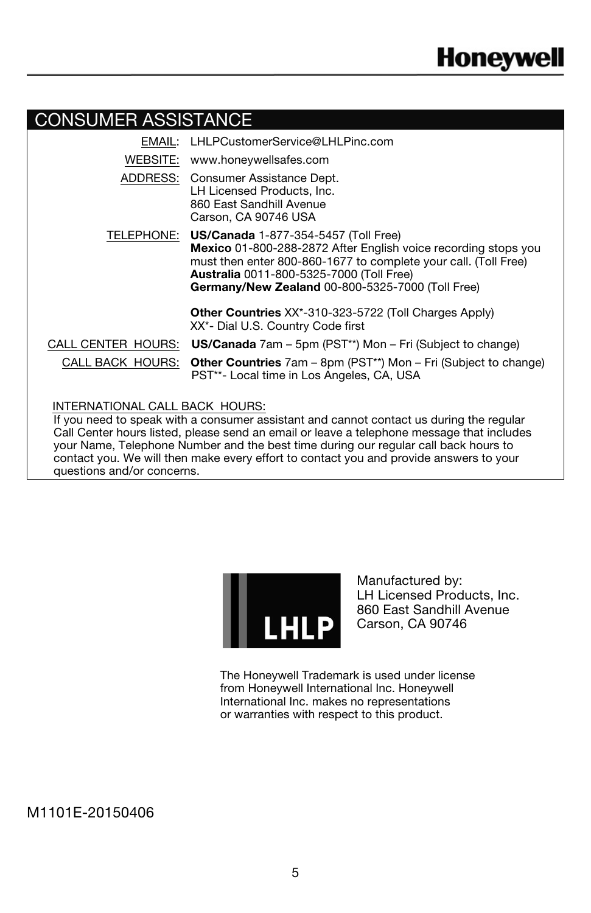## CONSUMER ASSISTANCE

| | |
|---|---|
| EMAIL: | LHLPCustomerService@LHLPinc.com |
| WEBSITE: | www.honeywellsafes.com |
| ADDRESS: | Consumer Assistance Dept.<br>LH Licensed Products, Inc.<br>860 East Sandhill Avenue<br>Carson, CA 90746 USA |
| TELEPHONE: | **US/Canada** 1-877-354-5457 (Toll Free)<br>**Mexico** 01-800-288-2872 After English voice recording stops you must then enter 800-860-1677 to complete your call. (Toll Free)<br>**Australia** 0011-800-5325-7000 (Toll Free)<br>**Germany/New Zealand** 00-800-5325-7000 (Toll Free)<br><br>**Other Countries** XX*-310-323-5722 (Toll Charges Apply)<br>XX*- Dial U.S. Country Code first |
| CALL CENTER HOURS: | **US/Canada** 7am – 5pm (PST**) Mon – Fri (Subject to change) |
| CALL BACK HOURS: | **Other Countries** 7am – 8pm (PST**) Mon – Fri (Subject to change)<br>PST**- Local time in Los Angeles, CA, USA |

INTERNATIONAL CALL BACK HOURS:

If you need to speak with a consumer assistant and cannot contact us during the regular Call Center hours listed, please send an email or leave a telephone message that includes your Name, Telephone Number and the best time during our regular call back hours to contact you. We will then make every effort to contact you and provide answers to your questions and/or concerns.

LHLP

Manufactured by:
LH Licensed Products, Inc.
860 East Sandhill Avenue
Carson, CA 90746

The Honeywell Trademark is used under license from Honeywell International Inc. Honeywell International Inc. makes no representations or warranties with respect to this product.

M1101E-20150406